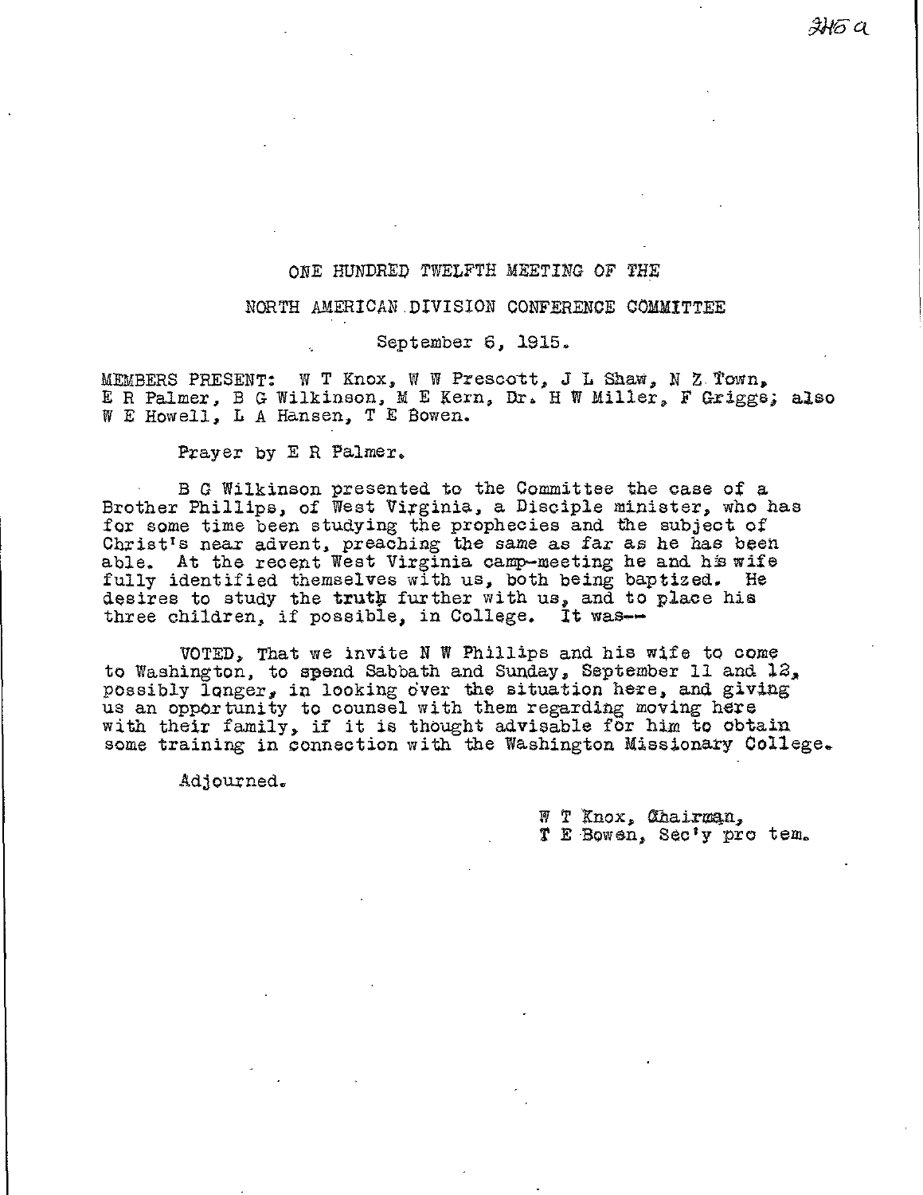## ONE HUNDRED TWELFTH MEETING OF THE

## NORTH AMERICAN DIVISION CONFERENCE COMMITTEE

September 6, 1915.

MEMBERS PRESENT: W T Knox, W W Prescott, J L Shaw, N Z Town, E R Palmer, B G Wilkinson, M E Kern, Dr. H W Miller, F Griggs; also W E Howell, L A Hansen, T E Bowen.

Prayer by E R Palmer.

B G Wilkinson presented to the Committee the case of a Brother Phillips, of West Virginia, a Disciple minister, who has for some time been studying the prophecies and the subject of Christ's near advent, preaching the same as far as he has been able. At the recent West Virginia camp-meeting he and his wife fully identified themselves with us, both being baptized. He desires to study the truth further with us, and to place his three children, if possible, in College. It was--

VOTED, That we invite N W Phillips and his wife to come to Washington, to spend Sabbath and Sunday, September 11 and 12, possibly longer, in looking over the situation here, and giving us an opportunity to counsel with them regarding moving here with their family, if it is thought advisable for him to obtain some training in connection with the Washington Missionary College.

Adjourned.

W T Knox, Chairman,
T E Bowen, Sec'y pro tem.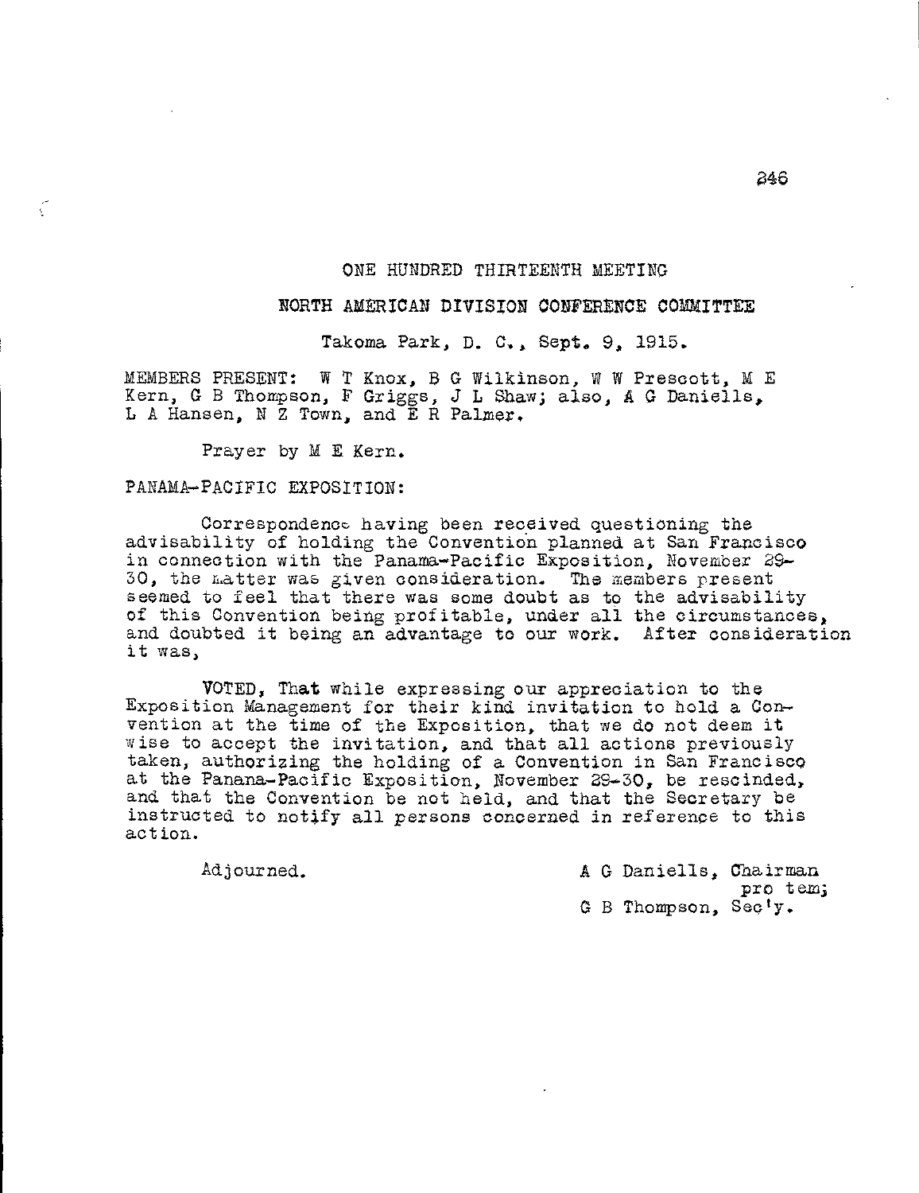# ONE HUNDRED THIRTEENTH MEETING

## NORTH AMERICAN DIVISION CONFERENCE COMMITTEE

Takoma Park, D. C., Sept. 9, 1915.

MEMBERS PRESENT: W T Knox, B G Wilkinson, W W Prescott, M E Kern, G B Thompson, F Griggs, J L Shaw; also, A G Daniells, L A Hansen, N Z Town, and E R Palmer.

Prayer by M E Kern.

PANAMA-PACIFIC EXPOSITION:

Correspondence having been received questioning the advisability of holding the Convention planned at San Francisco in connection with the Panama-Pacific Exposition, November 29-30, the matter was given consideration. The members present seemed to feel that there was some doubt as to the advisability of this Convention being profitable, under all the circumstances, and doubted it being an advantage to our work. After consideration it was,

VOTED, That while expressing our appreciation to the Exposition Management for their kind invitation to hold a Convention at the time of the Exposition, that we do not deem it wise to accept the invitation, and that all actions previously taken, authorizing the holding of a Convention in San Francisco at the Panana-Pacific Exposition, November 29-30, be rescinded, and that the Convention be not held, and that the Secretary be instructed to notify all persons concerned in reference to this action.

Adjourned.

A G Daniells, Chairman pro tem;
G B Thompson, Sec'y.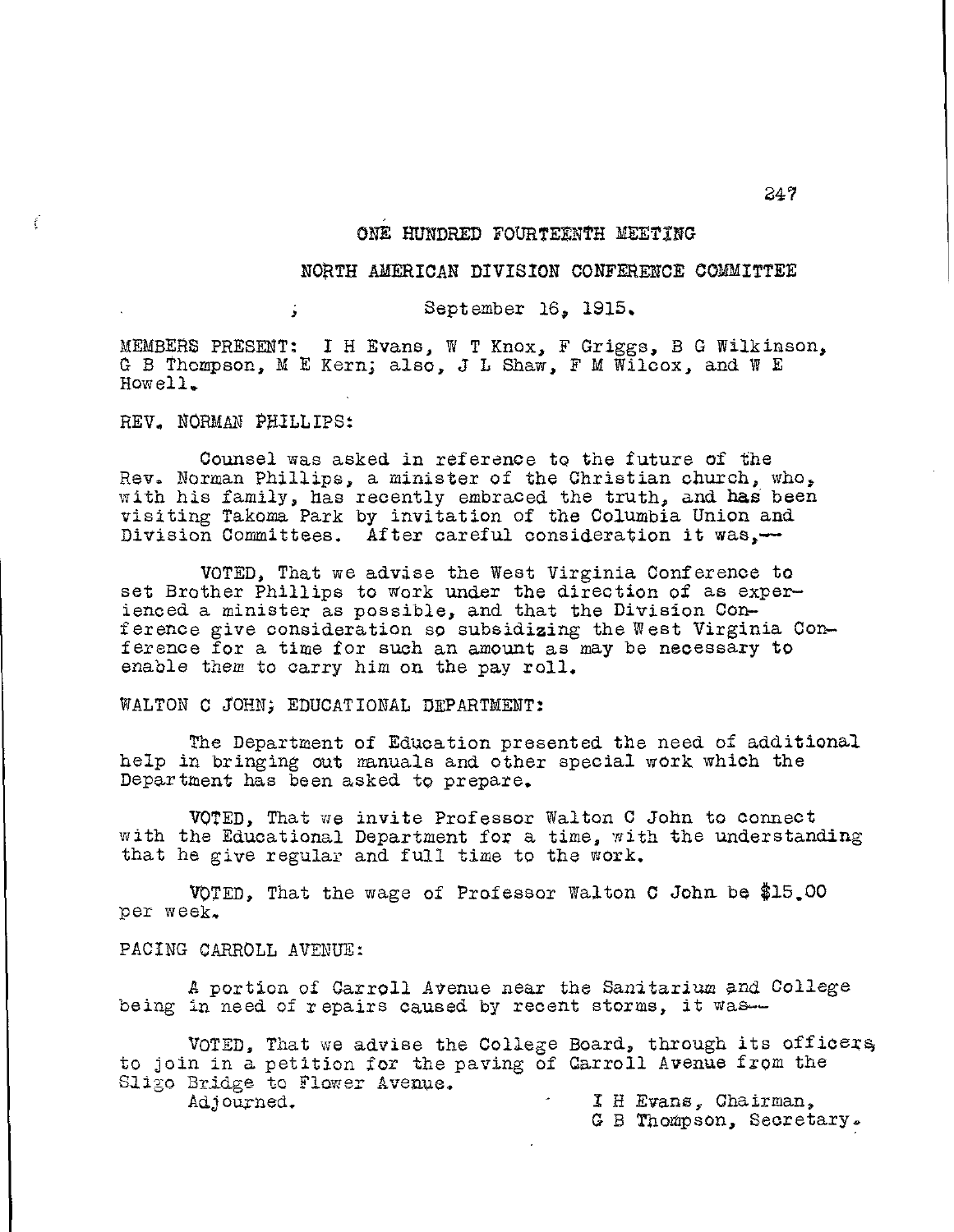# ONE HUNDRED FOURTEENTH MEETING

## NORTH AMERICAN DIVISION CONFERENCE COMMITTEE

September 16, 1915.

MEMBERS PRESENT: I H Evans, W T Knox, F Griggs, B G Wilkinson, G B Thompson, M E Kern; also, J L Shaw, F M Wilcox, and W E Howell.

REV. NORMAN PHILLIPS:

Counsel was asked in reference to the future of the Rev. Norman Phillips, a minister of the Christian church, who, with his family, has recently embraced the truth, and has been visiting Takoma Park by invitation of the Columbia Union and Division Committees. After careful consideration it was,--

VOTED, That we advise the West Virginia Conference to set Brother Phillips to work under the direction of as experienced a minister as possible, and that the Division Conference give consideration so subsidizing the West Virginia Conference for a time for such an amount as may be necessary to enable them to carry him on the pay roll.

WALTON C JOHN; EDUCATIONAL DEPARTMENT:

The Department of Education presented the need of additional help in bringing out manuals and other special work which the Department has been asked to prepare.

VOTED, That we invite Professor Walton C John to connect with the Educational Department for a time, with the understanding that he give regular and full time to the work.

VOTED, That the wage of Professor Walton C John be $15.00 per week.

PACING CARROLL AVENUE:

A portion of Carroll Avenue near the Sanitarium and College being in need of repairs caused by recent storms, it was--

VOTED, That we advise the College Board, through its officers, to join in a petition for the paving of Carroll Avenue from the Sligo Bridge to Flower Avenue.

Adjourned.

I H Evans, Chairman,
G B Thompson, Secretary.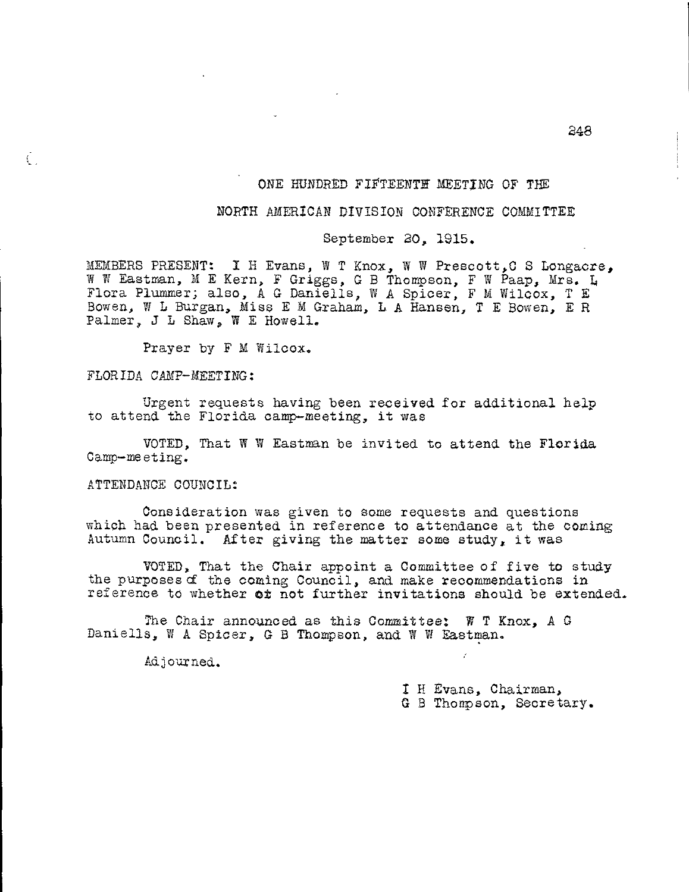# ONE HUNDRED FIFTEENTH MEETING OF THE

## NORTH AMERICAN DIVISION CONFERENCE COMMITTEE

September 20, 1915.

MEMBERS PRESENT: I H Evans, W T Knox, W W Prescott, C S Longacre, W W Eastman, M E Kern, F Griggs, G B Thompson, F W Paap, Mrs. L Flora Plummer; also, A G Daniells, W A Spicer, F M Wilcox, T E Bowen, W L Burgan, Miss E M Graham, L A Hansen, T E Bowen, E R Palmer, J L Shaw, W E Howell.

Prayer by F M Wilcox.

FLORIDA CAMP-MEETING:

Urgent requests having been received for additional help to attend the Florida camp-meeting, it was

VOTED, That W W Eastman be invited to attend the Florida Camp-meeting.

ATTENDANCE COUNCIL:

Consideration was given to some requests and questions which had been presented in reference to attendance at the coming Autumn Council. After giving the matter some study, it was

VOTED, That the Chair appoint a Committee of five to study the purposes of the coming Council, and make recommendations in reference to whether or not further invitations should be extended.

The Chair announced as this Committee: W T Knox, A G Daniells, W A Spicer, G B Thompson, and W W Eastman.

Adjourned.

I H Evans, Chairman,
G B Thompson, Secretary.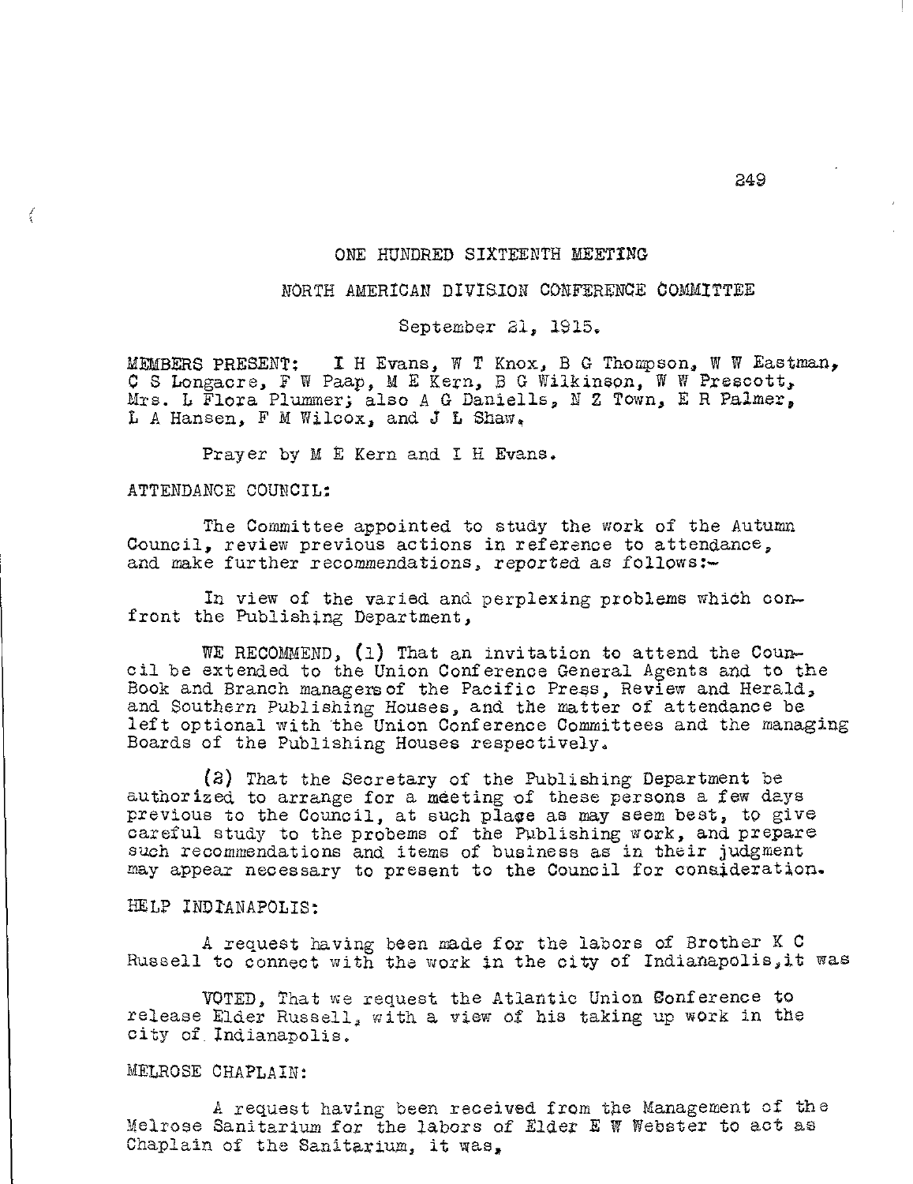## ONE HUNDRED SIXTEENTH MEETING

## NORTH AMERICAN DIVISION CONFERENCE COMMITTEE

September 21, 1915.

MEMBERS PRESENT: I H Evans, W T Knox, B G Thompson, W W Eastman, C S Longacre, F W Paap, M E Kern, B G Wilkinson, W W Prescott, Mrs. L Flora Plummer; also A G Daniells, N Z Town, E R Palmer, L A Hansen, F M Wilcox, and J L Shaw.

Prayer by M E Kern and I H Evans.

ATTENDANCE COUNCIL:

The Committee appointed to study the work of the Autumn Council, review previous actions in reference to attendance, and make further recommendations, reported as follows:-

In view of the varied and perplexing problems which confront the Publishing Department,

WE RECOMMEND, (1) That an invitation to attend the Council be extended to the Union Conference General Agents and to the Book and Branch managers of the Pacific Press, Review and Herald, and Southern Publishing Houses, and the matter of attendance be left optional with the Union Conference Committees and the managing Boards of the Publishing Houses respectively.

(2) That the Secretary of the Publishing Department be authorized to arrange for a meeting of these persons a few days previous to the Council, at such place as may seem best, to give careful study to the probems of the Publishing work, and prepare such recommendations and items of business as in their judgment may appear necessary to present to the Council for consideration.

HELP INDIANAPOLIS:

A request having been made for the labors of Brother K C Russell to connect with the work in the city of Indianapolis, it was

VOTED, That we request the Atlantic Union Conference to release Elder Russell, with a view of his taking up work in the city of Indianapolis.

MELROSE CHAPLAIN:

A request having been received from the Management of the Melrose Sanitarium for the labors of Elder E W Webster to act as Chaplain of the Sanitarium, it was,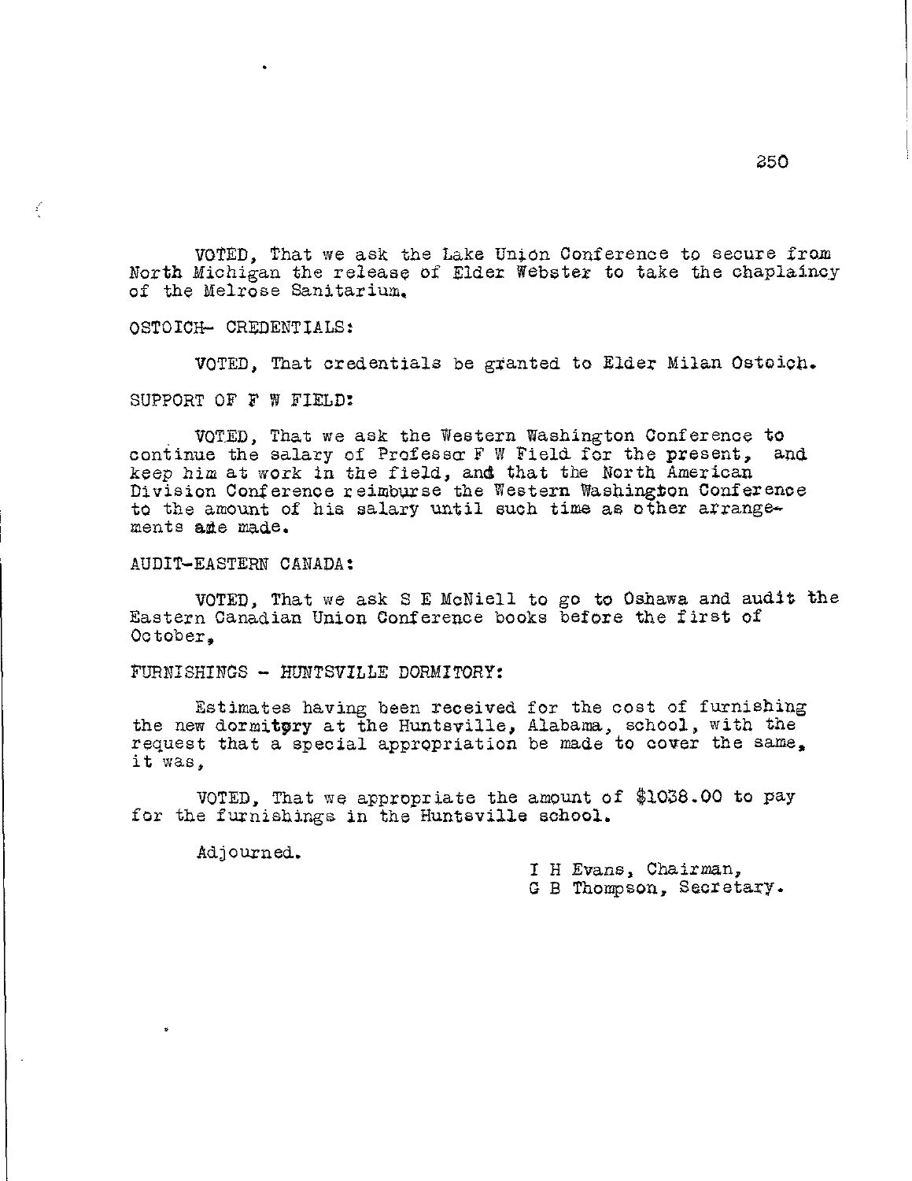VOTED, That we ask the Lake Union Conference to secure from North Michigan the release of Elder Webster to take the chaplaincy of the Melrose Sanitarium.

OSTOICH- CREDENTIALS:

VOTED, That credentials be granted to Elder Milan Ostoich.

SUPPORT OF F W FIELD:

VOTED, That we ask the Western Washington Conference to continue the salary of Professor F W Field for the present, and keep him at work in the field, and that the North American Division Conference reimburse the Western Washington Conference to the amount of his salary until such time as other arrangements are made.

AUDIT-EASTERN CANADA:

VOTED, That we ask S E McNiell to go to Oshawa and audit the Eastern Canadian Union Conference books before the first of October.

FURNISHINGS - HUNTSVILLE DORMITORY:

Estimates having been received for the cost of furnishing the new dormitory at the Huntsville, Alabama, school, with the request that a special appropriation be made to cover the same, it was,

VOTED, That we appropriate the amount of $1038.00 to pay for the furnishings in the Huntsville school.

Adjourned.

I H Evans, Chairman,
G B Thompson, Secretary.